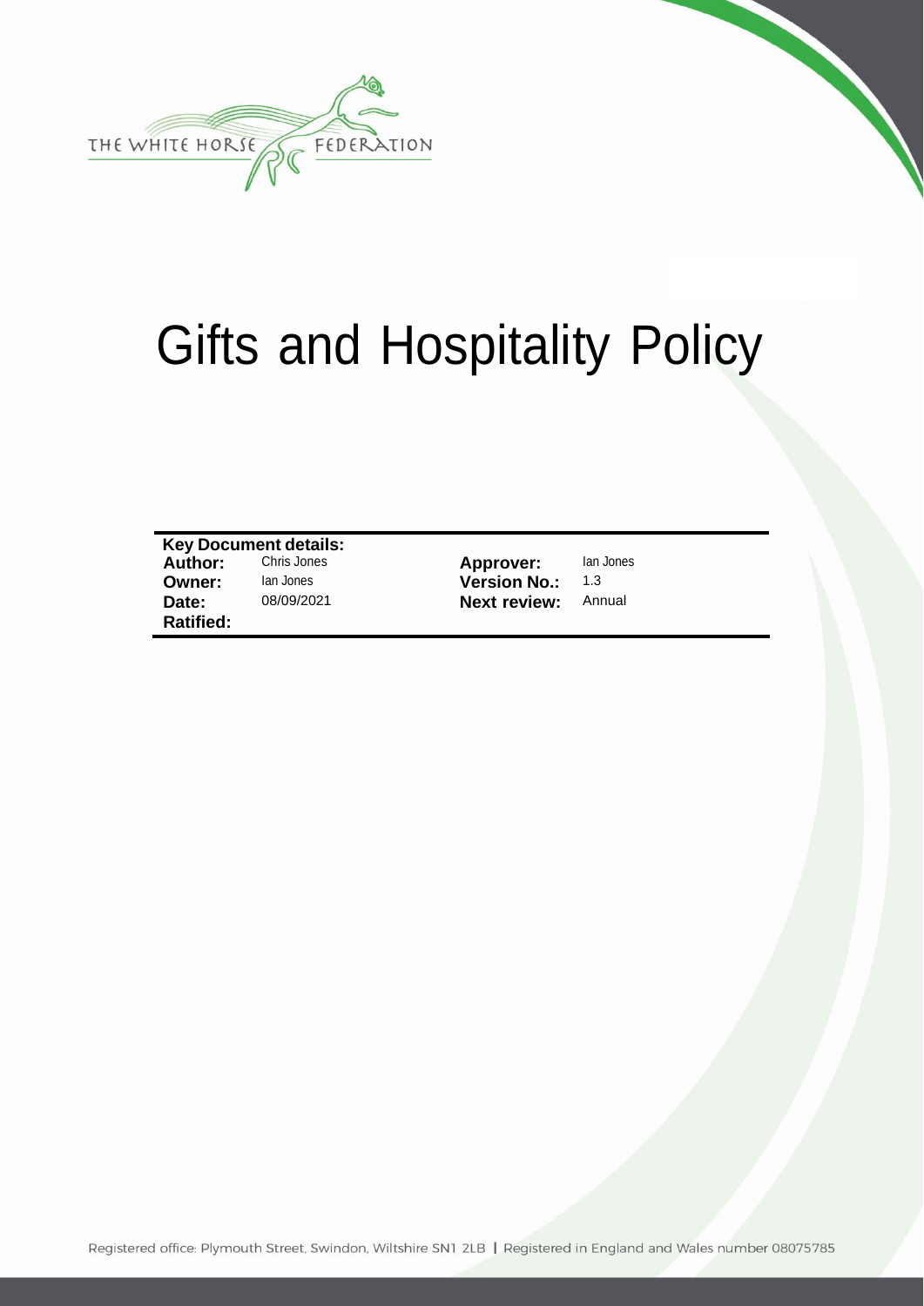THE WHITE HORSE FEDERATION

# Gifts and Hospitality Policy

| Key Document details: | | | |
|---|---|---|---|
| **Author:** | Chris Jones | **Approver:** | Ian Jones |
| **Owner:** | Ian Jones | **Version No.:** | 1.3 |
| **Date:** | 08/09/2021 | **Next review:** | Annual |
| **Ratified:** | | | |

Registered office: Plymouth Street, Swindon, Wiltshire SN1 2LB | Registered in England and Wales number 08075785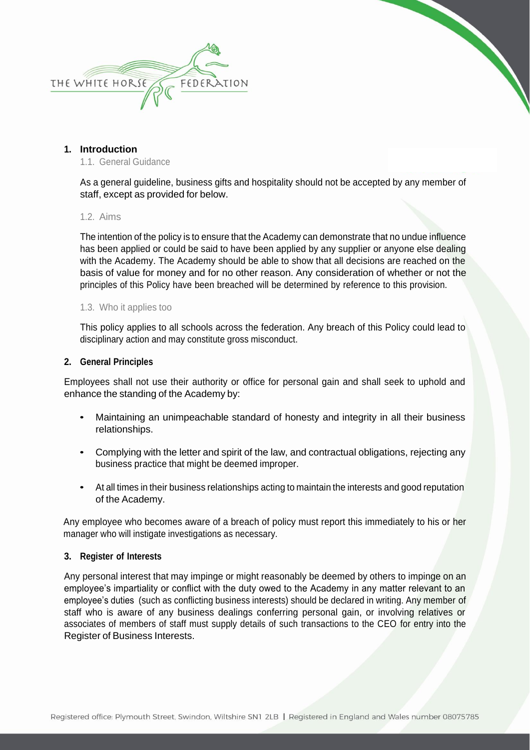## 1. Introduction

### 1.1. General Guidance

As a general guideline, business gifts and hospitality should not be accepted by any member of staff, except as provided for below.

### 1.2. Aims

The intention of the policy is to ensure that the Academy can demonstrate that no undue influence has been applied or could be said to have been applied by any supplier or anyone else dealing with the Academy. The Academy should be able to show that all decisions are reached on the basis of value for money and for no other reason. Any consideration of whether or not the principles of this Policy have been breached will be determined by reference to this provision.

### 1.3. Who it applies too

This policy applies to all schools across the federation. Any breach of this Policy could lead to disciplinary action and may constitute gross misconduct.

## 2. General Principles

Employees shall not use their authority or office for personal gain and shall seek to uphold and enhance the standing of the Academy by:

- Maintaining an unimpeachable standard of honesty and integrity in all their business relationships.
- Complying with the letter and spirit of the law, and contractual obligations, rejecting any business practice that might be deemed improper.
- At all times in their business relationships acting to maintain the interests and good reputation of the Academy.

Any employee who becomes aware of a breach of policy must report this immediately to his or her manager who will instigate investigations as necessary.

## 3. Register of Interests

Any personal interest that may impinge or might reasonably be deemed by others to impinge on an employee's impartiality or conflict with the duty owed to the Academy in any matter relevant to an employee's duties (such as conflicting business interests) should be declared in writing. Any member of staff who is aware of any business dealings conferring personal gain, or involving relatives or associates of members of staff must supply details of such transactions to the CEO for entry into the Register of Business Interests.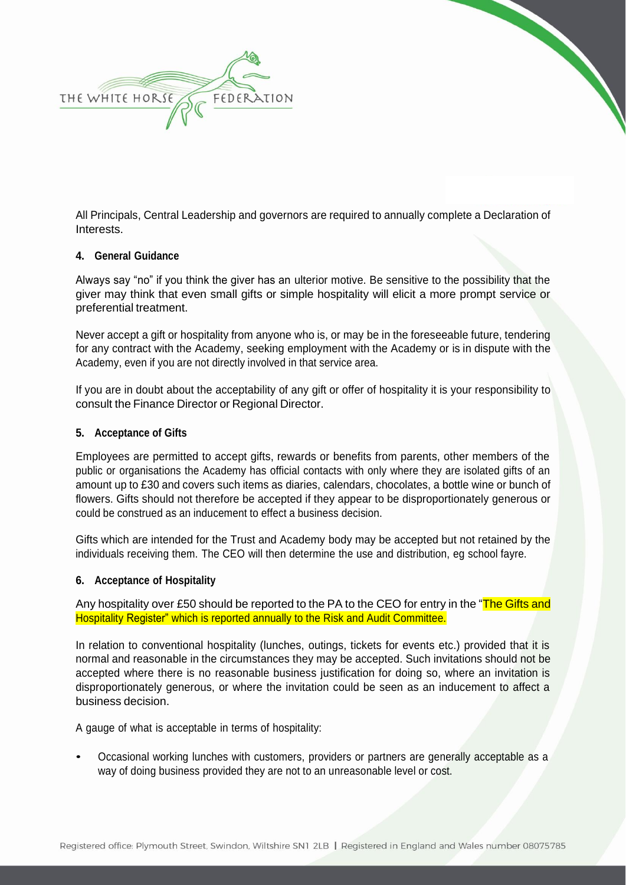All Principals, Central Leadership and governors are required to annually complete a Declaration of Interests.

## 4. General Guidance

Always say "no" if you think the giver has an ulterior motive. Be sensitive to the possibility that the giver may think that even small gifts or simple hospitality will elicit a more prompt service or preferential treatment.

Never accept a gift or hospitality from anyone who is, or may be in the foreseeable future, tendering for any contract with the Academy, seeking employment with the Academy or is in dispute with the Academy, even if you are not directly involved in that service area.

If you are in doubt about the acceptability of any gift or offer of hospitality it is your responsibility to consult the Finance Director or Regional Director.

## 5. Acceptance of Gifts

Employees are permitted to accept gifts, rewards or benefits from parents, other members of the public or organisations the Academy has official contacts with only where they are isolated gifts of an amount up to £30 and covers such items as diaries, calendars, chocolates, a bottle wine or bunch of flowers. Gifts should not therefore be accepted if they appear to be disproportionately generous or could be construed as an inducement to effect a business decision.

Gifts which are intended for the Trust and Academy body may be accepted but not retained by the individuals receiving them. The CEO will then determine the use and distribution, eg school fayre.

## 6. Acceptance of Hospitality

Any hospitality over £50 should be reported to the PA to the CEO for entry in the "The Gifts and Hospitality Register" which is reported annually to the Risk and Audit Committee.

In relation to conventional hospitality (lunches, outings, tickets for events etc.) provided that it is normal and reasonable in the circumstances they may be accepted. Such invitations should not be accepted where there is no reasonable business justification for doing so, where an invitation is disproportionately generous, or where the invitation could be seen as an inducement to affect a business decision.

A gauge of what is acceptable in terms of hospitality:

- Occasional working lunches with customers, providers or partners are generally acceptable as a way of doing business provided they are not to an unreasonable level or cost.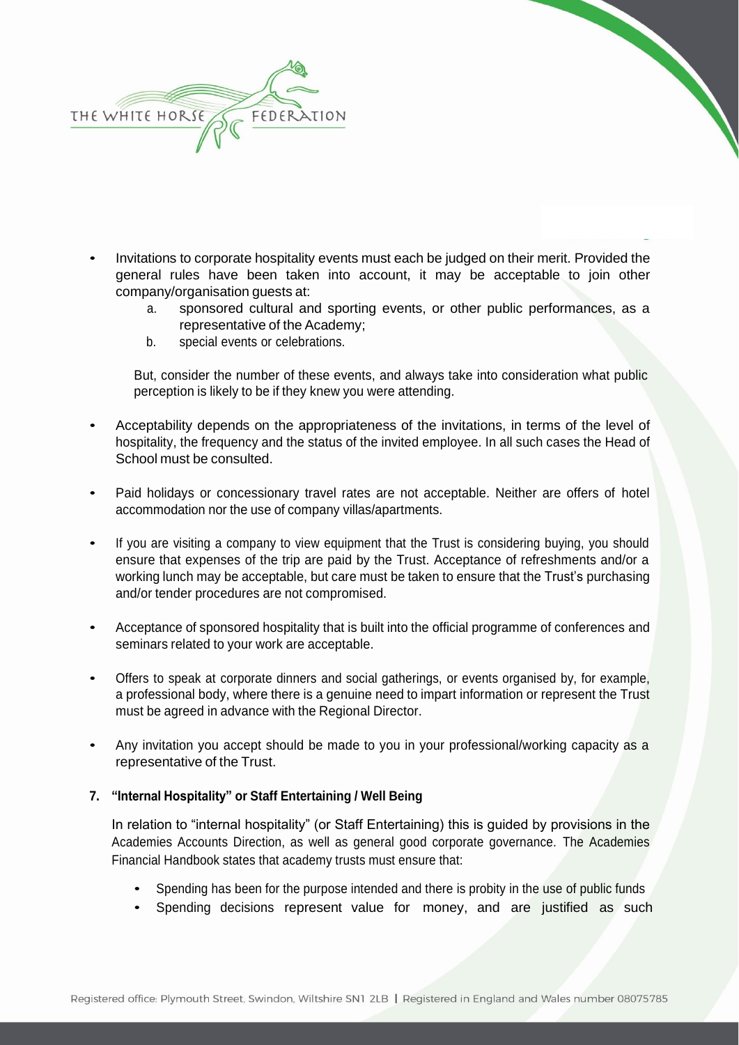- Invitations to corporate hospitality events must each be judged on their merit. Provided the general rules have been taken into account, it may be acceptable to join other company/organisation guests at:
  a. sponsored cultural and sporting events, or other public performances, as a representative of the Academy;
  b. special events or celebrations.

  But, consider the number of these events, and always take into consideration what public perception is likely to be if they knew you were attending.

- Acceptability depends on the appropriateness of the invitations, in terms of the level of hospitality, the frequency and the status of the invited employee. In all such cases the Head of School must be consulted.

- Paid holidays or concessionary travel rates are not acceptable. Neither are offers of hotel accommodation nor the use of company villas/apartments.

- If you are visiting a company to view equipment that the Trust is considering buying, you should ensure that expenses of the trip are paid by the Trust. Acceptance of refreshments and/or a working lunch may be acceptable, but care must be taken to ensure that the Trust's purchasing and/or tender procedures are not compromised.

- Acceptance of sponsored hospitality that is built into the official programme of conferences and seminars related to your work are acceptable.

- Offers to speak at corporate dinners and social gatherings, or events organised by, for example, a professional body, where there is a genuine need to impart information or represent the Trust must be agreed in advance with the Regional Director.

- Any invitation you accept should be made to you in your professional/working capacity as a representative of the Trust.

## 7. "Internal Hospitality" or Staff Entertaining / Well Being

In relation to "internal hospitality" (or Staff Entertaining) this is guided by provisions in the Academies Accounts Direction, as well as general good corporate governance. The Academies Financial Handbook states that academy trusts must ensure that:

- Spending has been for the purpose intended and there is probity in the use of public funds
- Spending decisions represent value for money, and are justified as such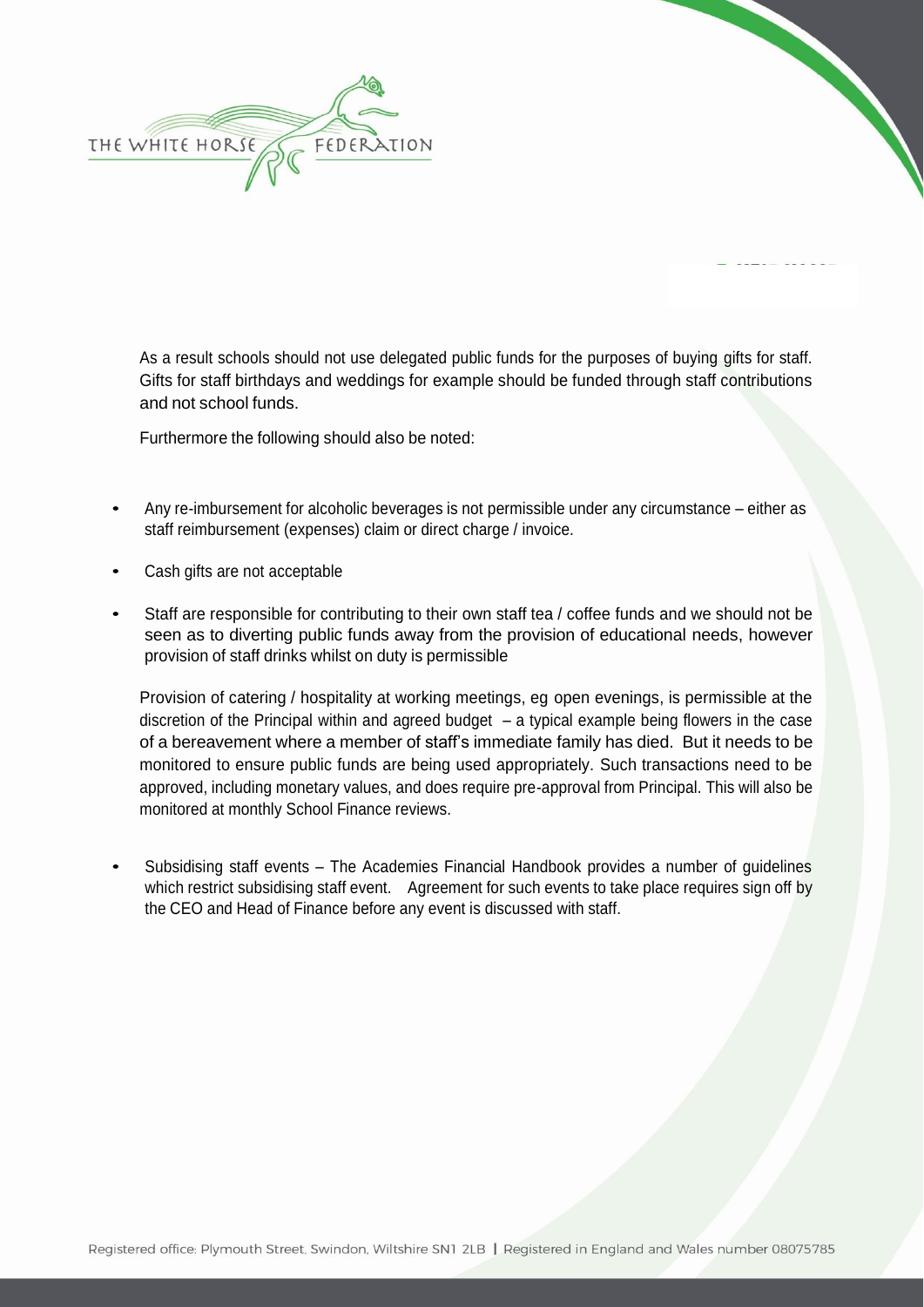As a result schools should not use delegated public funds for the purposes of buying gifts for staff. Gifts for staff birthdays and weddings for example should be funded through staff contributions and not school funds.

Furthermore the following should also be noted:

- Any re-imbursement for alcoholic beverages is not permissible under any circumstance – either as staff reimbursement (expenses) claim or direct charge / invoice.
- Cash gifts are not acceptable
- Staff are responsible for contributing to their own staff tea / coffee funds and we should not be seen as to diverting public funds away from the provision of educational needs, however provision of staff drinks whilst on duty is permissible

Provision of catering / hospitality at working meetings, eg open evenings, is permissible at the discretion of the Principal within and agreed budget – a typical example being flowers in the case of a bereavement where a member of staff's immediate family has died. But it needs to be monitored to ensure public funds are being used appropriately. Such transactions need to be approved, including monetary values, and does require pre-approval from Principal. This will also be monitored at monthly School Finance reviews.

- Subsidising staff events – The Academies Financial Handbook provides a number of guidelines which restrict subsidising staff event. Agreement for such events to take place requires sign off by the CEO and Head of Finance before any event is discussed with staff.